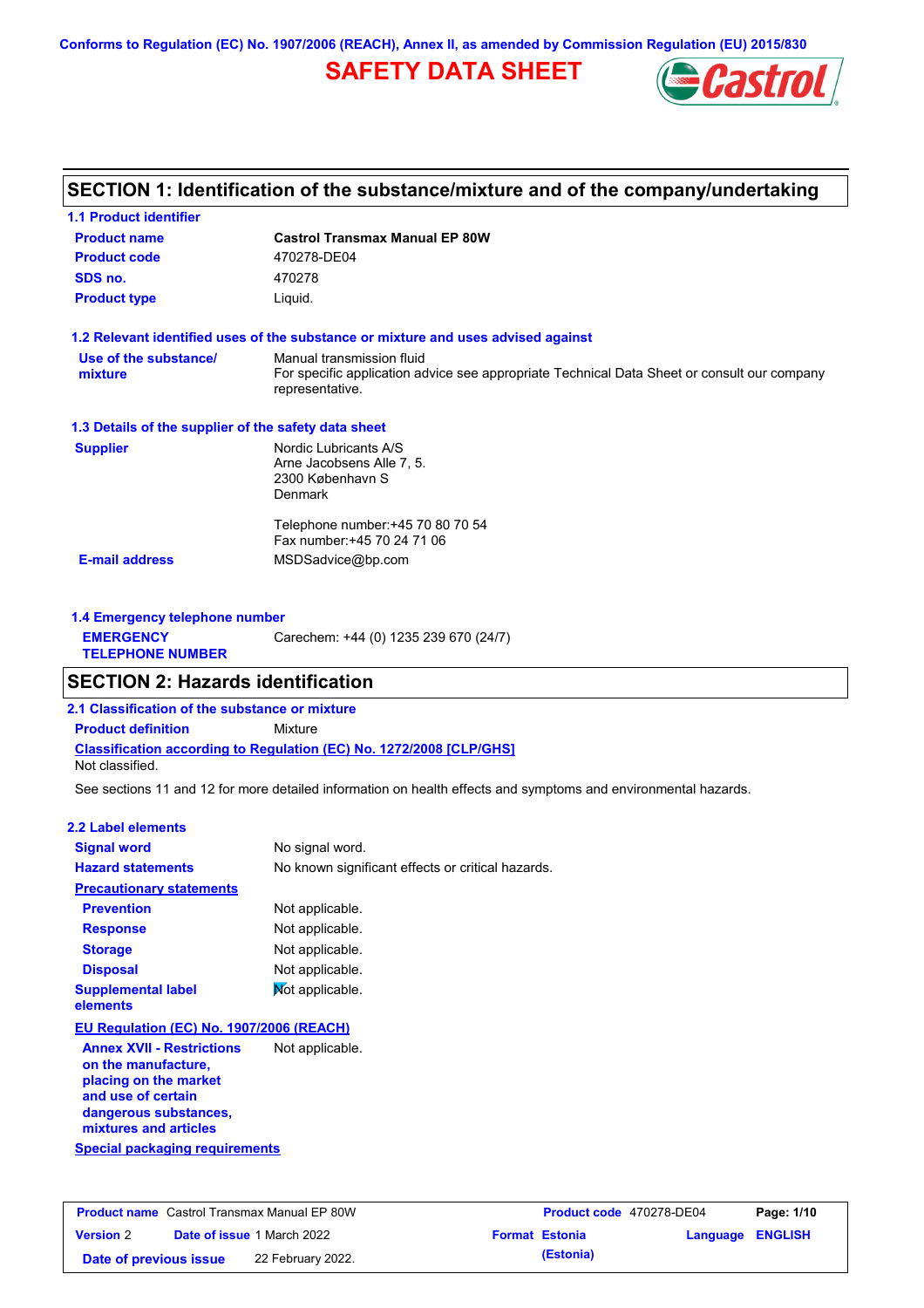Conforms to Regulation (EC) No. 1907/2006 (REACH), Annex II, as amended by Commission Regulation (EU) 2015/830

# SAFETY DATA SHEET

## SECTION 1: Identification of the substance/mixture and of the company/undertaking

### 1.1 Product identifier

| | |
|---|---|
| **Product name** | **Castrol Transmax Manual EP 80W** |
| **Product code** | 470278-DE04 |
| **SDS no.** | 470278 |
| **Product type** | Liquid. |

### 1.2 Relevant identified uses of the substance or mixture and uses advised against

**Use of the substance/ mixture**: Manual transmission fluid
For specific application advice see appropriate Technical Data Sheet or consult our company representative.

### 1.3 Details of the supplier of the safety data sheet

**Supplier**
Nordic Lubricants A/S
Arne Jacobsens Alle 7, 5.
2300 København S
Denmark

Telephone number:+45 70 80 70 54
Fax number:+45 70 24 71 06

**E-mail address**: MSDSadvice@bp.com

### 1.4 Emergency telephone number

**EMERGENCY TELEPHONE NUMBER**: Carechem: +44 (0) 1235 239 670 (24/7)

## SECTION 2: Hazards identification

### 2.1 Classification of the substance or mixture

**Product definition**: Mixture

**Classification according to Regulation (EC) No. 1272/2008 [CLP/GHS]**
Not classified.

See sections 11 and 12 for more detailed information on health effects and symptoms and environmental hazards.

### 2.2 Label elements

| | |
|---|---|
| **Signal word** | No signal word. |
| **Hazard statements** | No known significant effects or critical hazards. |
| **Precautionary statements** | |
| **Prevention** | Not applicable. |
| **Response** | Not applicable. |
| **Storage** | Not applicable. |
| **Disposal** | Not applicable. |
| **Supplemental label elements** | Not applicable. |

**EU Regulation (EC) No. 1907/2006 (REACH)**

**Annex XVII - Restrictions on the manufacture, placing on the market and use of certain dangerous substances, mixtures and articles**: Not applicable.

**Special packaging requirements**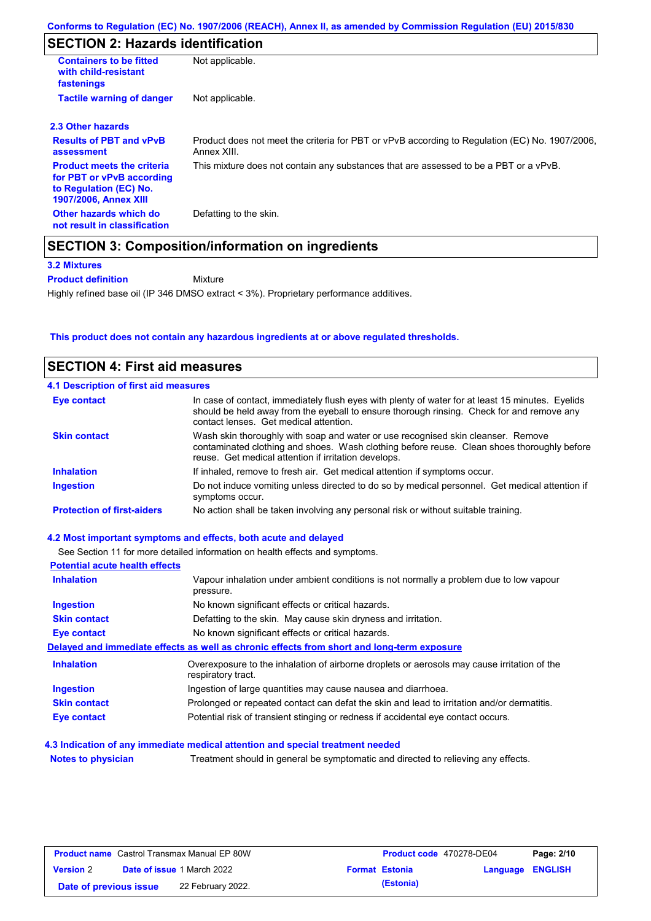## SECTION 2: Hazards identification

| | |
|---|---|
| **Containers to be fitted with child-resistant fastenings** | Not applicable. |
| **Tactile warning of danger** | Not applicable. |

### 2.3 Other hazards

| | |
|---|---|
| **Results of PBT and vPvB assessment** | Product does not meet the criteria for PBT or vPvB according to Regulation (EC) No. 1907/2006, Annex XIII. |
| **Product meets the criteria for PBT or vPvB according to Regulation (EC) No. 1907/2006, Annex XIII** | This mixture does not contain any substances that are assessed to be a PBT or a vPvB. |
| **Other hazards which do not result in classification** | Defatting to the skin. |

## SECTION 3: Composition/information on ingredients

### 3.2 Mixtures

**Product definition** Mixture

Highly refined base oil (IP 346 DMSO extract < 3%). Proprietary performance additives.

**This product does not contain any hazardous ingredients at or above regulated thresholds.**

## SECTION 4: First aid measures

### 4.1 Description of first aid measures

| | |
|---|---|
| **Eye contact** | In case of contact, immediately flush eyes with plenty of water for at least 15 minutes. Eyelids should be held away from the eyeball to ensure thorough rinsing. Check for and remove any contact lenses. Get medical attention. |
| **Skin contact** | Wash skin thoroughly with soap and water or use recognised skin cleanser. Remove contaminated clothing and shoes. Wash clothing before reuse. Clean shoes thoroughly before reuse. Get medical attention if irritation develops. |
| **Inhalation** | If inhaled, remove to fresh air. Get medical attention if symptoms occur. |
| **Ingestion** | Do not induce vomiting unless directed to do so by medical personnel. Get medical attention if symptoms occur. |
| **Protection of first-aiders** | No action shall be taken involving any personal risk or without suitable training. |

### 4.2 Most important symptoms and effects, both acute and delayed

See Section 11 for more detailed information on health effects and symptoms.

**Potential acute health effects**

| | |
|---|---|
| **Inhalation** | Vapour inhalation under ambient conditions is not normally a problem due to low vapour pressure. |
| **Ingestion** | No known significant effects or critical hazards. |
| **Skin contact** | Defatting to the skin. May cause skin dryness and irritation. |
| **Eye contact** | No known significant effects or critical hazards. |

**Delayed and immediate effects as well as chronic effects from short and long-term exposure**

| | |
|---|---|
| **Inhalation** | Overexposure to the inhalation of airborne droplets or aerosols may cause irritation of the respiratory tract. |
| **Ingestion** | Ingestion of large quantities may cause nausea and diarrhoea. |
| **Skin contact** | Prolonged or repeated contact can defat the skin and lead to irritation and/or dermatitis. |
| **Eye contact** | Potential risk of transient stinging or redness if accidental eye contact occurs. |

### 4.3 Indication of any immediate medical attention and special treatment needed

| | |
|---|---|
| **Notes to physician** | Treatment should in general be symptomatic and directed to relieving any effects. |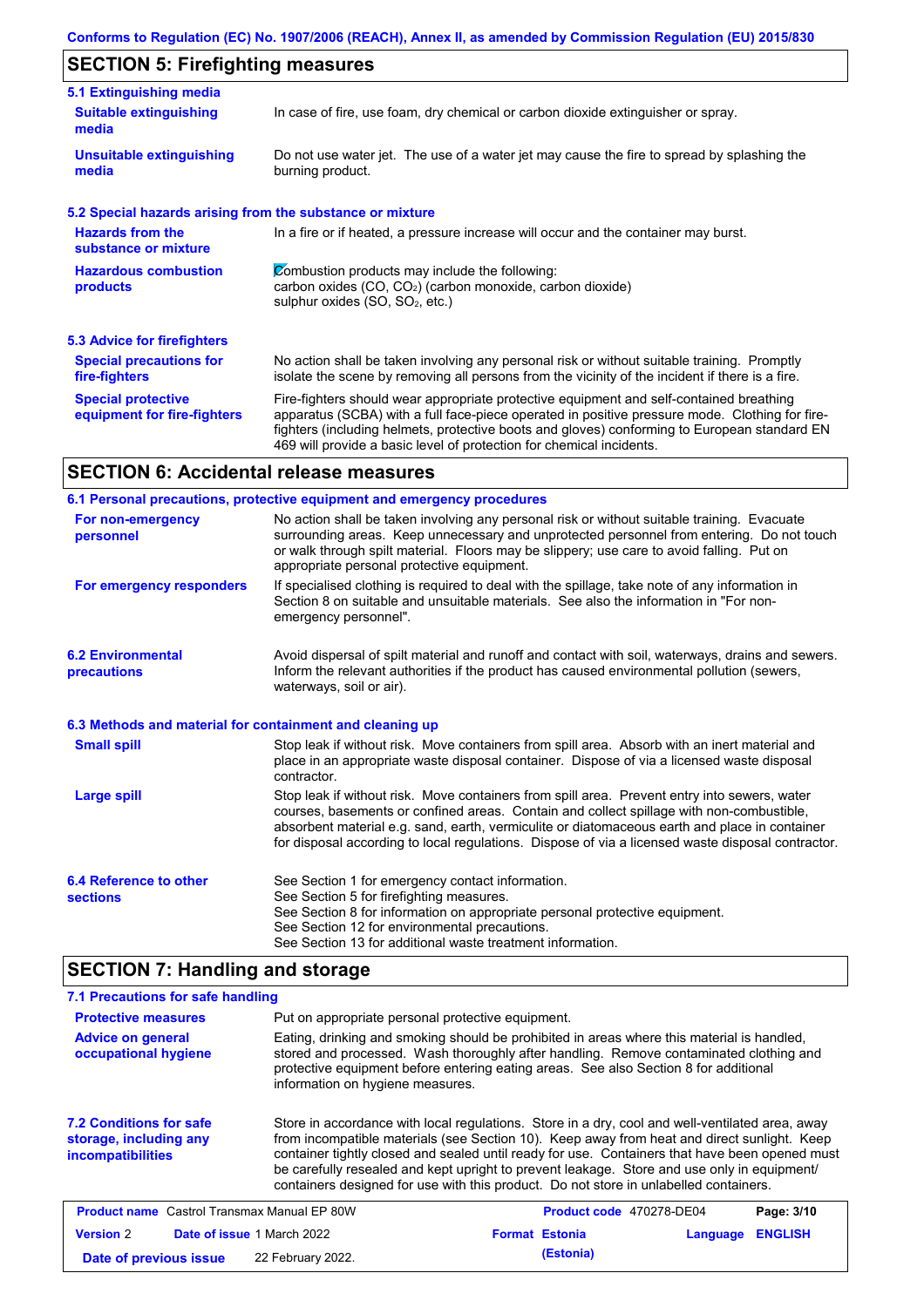## SECTION 5: Firefighting measures

### 5.1 Extinguishing media

**Suitable extinguishing media**
In case of fire, use foam, dry chemical or carbon dioxide extinguisher or spray.

**Unsuitable extinguishing media**
Do not use water jet. The use of a water jet may cause the fire to spread by splashing the burning product.

### 5.2 Special hazards arising from the substance or mixture

**Hazards from the substance or mixture**
In a fire or if heated, a pressure increase will occur and the container may burst.

**Hazardous combustion products**
Combustion products may include the following:
carbon oxides (CO, $CO_2$) (carbon monoxide, carbon dioxide)
sulphur oxides (SO, $SO_2$, etc.)

### 5.3 Advice for firefighters

**Special precautions for fire-fighters**
No action shall be taken involving any personal risk or without suitable training. Promptly isolate the scene by removing all persons from the vicinity of the incident if there is a fire.

**Special protective equipment for fire-fighters**
Fire-fighters should wear appropriate protective equipment and self-contained breathing apparatus (SCBA) with a full face-piece operated in positive pressure mode. Clothing for fire-fighters (including helmets, protective boots and gloves) conforming to European standard EN 469 will provide a basic level of protection for chemical incidents.

## SECTION 6: Accidental release measures

### 6.1 Personal precautions, protective equipment and emergency procedures

**For non-emergency personnel**
No action shall be taken involving any personal risk or without suitable training. Evacuate surrounding areas. Keep unnecessary and unprotected personnel from entering. Do not touch or walk through spilt material. Floors may be slippery; use care to avoid falling. Put on appropriate personal protective equipment.

**For emergency responders**
If specialised clothing is required to deal with the spillage, take note of any information in Section 8 on suitable and unsuitable materials. See also the information in "For non-emergency personnel".

### 6.2 Environmental precautions
Avoid dispersal of spilt material and runoff and contact with soil, waterways, drains and sewers. Inform the relevant authorities if the product has caused environmental pollution (sewers, waterways, soil or air).

### 6.3 Methods and material for containment and cleaning up

**Small spill**
Stop leak if without risk. Move containers from spill area. Absorb with an inert material and place in an appropriate waste disposal container. Dispose of via a licensed waste disposal contractor.

**Large spill**
Stop leak if without risk. Move containers from spill area. Prevent entry into sewers, water courses, basements or confined areas. Contain and collect spillage with non-combustible, absorbent material e.g. sand, earth, vermiculite or diatomaceous earth and place in container for disposal according to local regulations. Dispose of via a licensed waste disposal contractor.

### 6.4 Reference to other sections
See Section 1 for emergency contact information.
See Section 5 for firefighting measures.
See Section 8 for information on appropriate personal protective equipment.
See Section 12 for environmental precautions.
See Section 13 for additional waste treatment information.

## SECTION 7: Handling and storage

### 7.1 Precautions for safe handling

**Protective measures**
Put on appropriate personal protective equipment.

**Advice on general occupational hygiene**
Eating, drinking and smoking should be prohibited in areas where this material is handled, stored and processed. Wash thoroughly after handling. Remove contaminated clothing and protective equipment before entering eating areas. See also Section 8 for additional information on hygiene measures.

### 7.2 Conditions for safe storage, including any incompatibilities
Store in accordance with local regulations. Store in a dry, cool and well-ventilated area, away from incompatible materials (see Section 10). Keep away from heat and direct sunlight. Keep container tightly closed and sealed until ready for use. Containers that have been opened must be carefully resealed and kept upright to prevent leakage. Store and use only in equipment/ containers designed for use with this product. Do not store in unlabelled containers.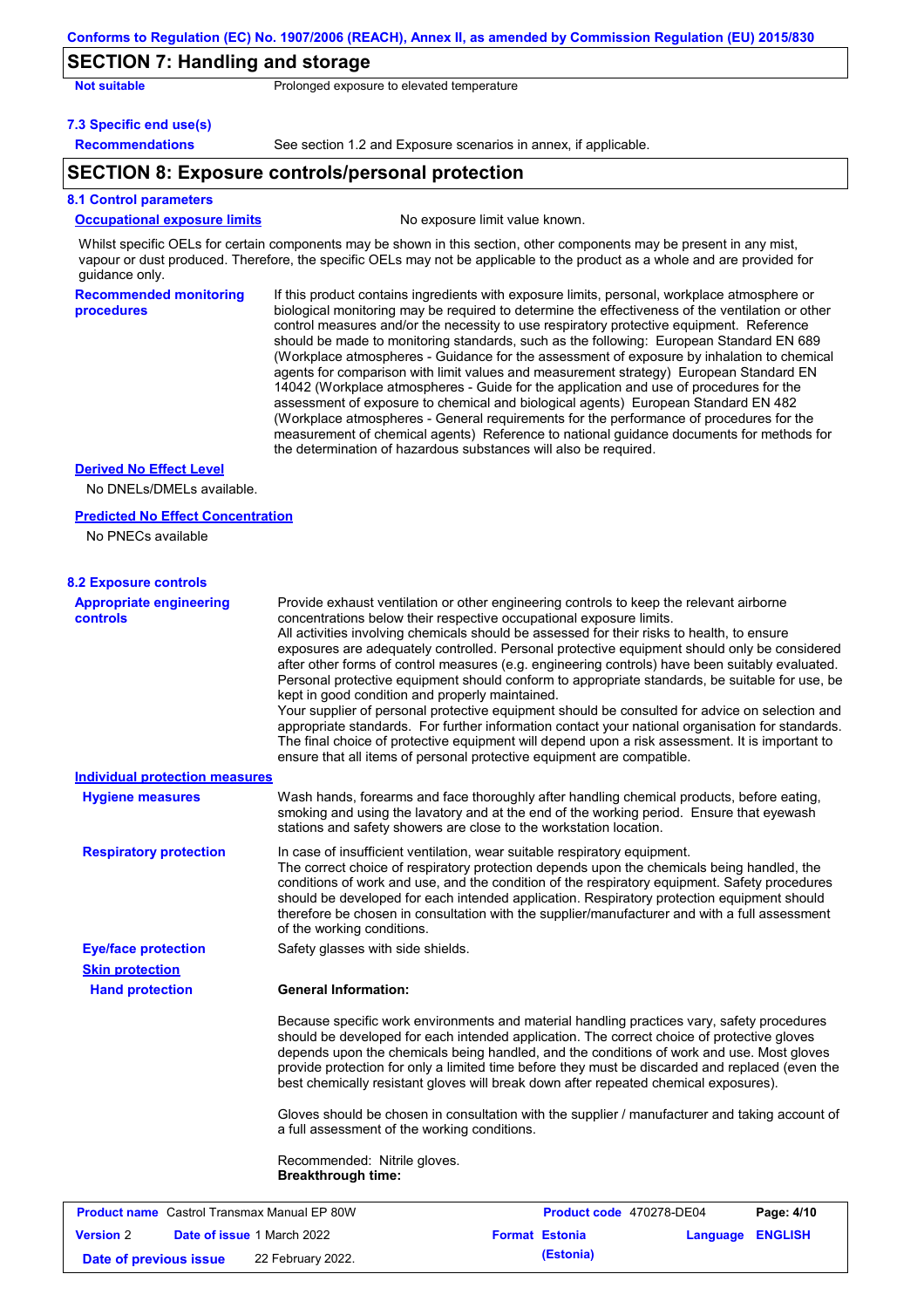## SECTION 7: Handling and storage

**Not suitable** Prolonged exposure to elevated temperature

**7.3 Specific end use(s)**

**Recommendations** See section 1.2 and Exposure scenarios in annex, if applicable.

## SECTION 8: Exposure controls/personal protection

**8.1 Control parameters**

**Occupational exposure limits** No exposure limit value known.

Whilst specific OELs for certain components may be shown in this section, other components may be present in any mist, vapour or dust produced. Therefore, the specific OELs may not be applicable to the product as a whole and are provided for guidance only.

**Recommended monitoring procedures** If this product contains ingredients with exposure limits, personal, workplace atmosphere or biological monitoring may be required to determine the effectiveness of the ventilation or other control measures and/or the necessity to use respiratory protective equipment. Reference should be made to monitoring standards, such as the following: European Standard EN 689 (Workplace atmospheres - Guidance for the assessment of exposure by inhalation to chemical agents for comparison with limit values and measurement strategy) European Standard EN 14042 (Workplace atmospheres - Guide for the application and use of procedures for the assessment of exposure to chemical and biological agents) European Standard EN 482 (Workplace atmospheres - General requirements for the performance of procedures for the measurement of chemical agents) Reference to national guidance documents for methods for the determination of hazardous substances will also be required.

**Derived No Effect Level**

No DNELs/DMELs available.

**Predicted No Effect Concentration**

No PNECs available

**8.2 Exposure controls**

**Appropriate engineering controls** Provide exhaust ventilation or other engineering controls to keep the relevant airborne concentrations below their respective occupational exposure limits.
All activities involving chemicals should be assessed for their risks to health, to ensure exposures are adequately controlled. Personal protective equipment should only be considered after other forms of control measures (e.g. engineering controls) have been suitably evaluated. Personal protective equipment should conform to appropriate standards, be suitable for use, be kept in good condition and properly maintained.
Your supplier of personal protective equipment should be consulted for advice on selection and appropriate standards. For further information contact your national organisation for standards.
The final choice of protective equipment will depend upon a risk assessment. It is important to ensure that all items of personal protective equipment are compatible.

**Individual protection measures**

**Hygiene measures** Wash hands, forearms and face thoroughly after handling chemical products, before eating, smoking and using the lavatory and at the end of the working period. Ensure that eyewash stations and safety showers are close to the workstation location.

**Respiratory protection** In case of insufficient ventilation, wear suitable respiratory equipment.
The correct choice of respiratory protection depends upon the chemicals being handled, the conditions of work and use, and the condition of the respiratory equipment. Safety procedures should be developed for each intended application. Respiratory protection equipment should therefore be chosen in consultation with the supplier/manufacturer and with a full assessment of the working conditions.

**Eye/face protection** Safety glasses with side shields.

**Skin protection**

**Hand protection**

**General Information:**

Because specific work environments and material handling practices vary, safety procedures should be developed for each intended application. The correct choice of protective gloves depends upon the chemicals being handled, and the conditions of work and use. Most gloves provide protection for only a limited time before they must be discarded and replaced (even the best chemically resistant gloves will break down after repeated chemical exposures).

Gloves should be chosen in consultation with the supplier / manufacturer and taking account of a full assessment of the working conditions.

Recommended: Nitrile gloves.
**Breakthrough time:**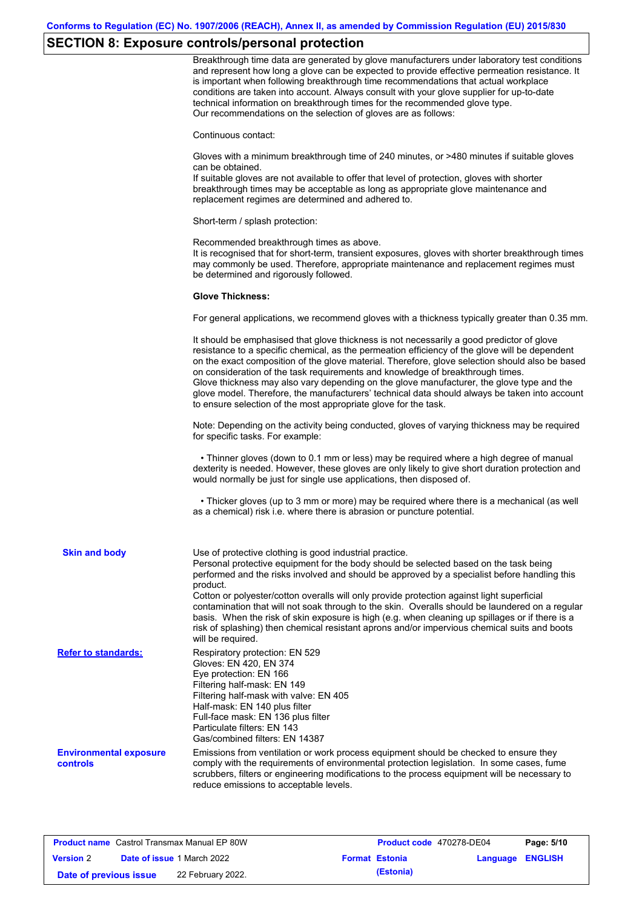## SECTION 8: Exposure controls/personal protection

Breakthrough time data are generated by glove manufacturers under laboratory test conditions and represent how long a glove can be expected to provide effective permeation resistance. It is important when following breakthrough time recommendations that actual workplace conditions are taken into account. Always consult with your glove supplier for up-to-date technical information on breakthrough times for the recommended glove type.
Our recommendations on the selection of gloves are as follows:

Continuous contact:

Gloves with a minimum breakthrough time of 240 minutes, or >480 minutes if suitable gloves can be obtained.
If suitable gloves are not available to offer that level of protection, gloves with shorter breakthrough times may be acceptable as long as appropriate glove maintenance and replacement regimes are determined and adhered to.

Short-term / splash protection:

Recommended breakthrough times as above.
It is recognised that for short-term, transient exposures, gloves with shorter breakthrough times may commonly be used. Therefore, appropriate maintenance and replacement regimes must be determined and rigorously followed.

**Glove Thickness:**

For general applications, we recommend gloves with a thickness typically greater than 0.35 mm.

It should be emphasised that glove thickness is not necessarily a good predictor of glove resistance to a specific chemical, as the permeation efficiency of the glove will be dependent on the exact composition of the glove material. Therefore, glove selection should also be based on consideration of the task requirements and knowledge of breakthrough times.
Glove thickness may also vary depending on the glove manufacturer, the glove type and the glove model. Therefore, the manufacturers' technical data should always be taken into account to ensure selection of the most appropriate glove for the task.

Note: Depending on the activity being conducted, gloves of varying thickness may be required for specific tasks. For example:

• Thinner gloves (down to 0.1 mm or less) may be required where a high degree of manual dexterity is needed. However, these gloves are only likely to give short duration protection and would normally be just for single use applications, then disposed of.

• Thicker gloves (up to 3 mm or more) may be required where there is a mechanical (as well as a chemical) risk i.e. where there is abrasion or puncture potential.

**Skin and body**

Use of protective clothing is good industrial practice.
Personal protective equipment for the body should be selected based on the task being performed and the risks involved and should be approved by a specialist before handling this product.
Cotton or polyester/cotton overalls will only provide protection against light superficial contamination that will not soak through to the skin. Overalls should be laundered on a regular basis. When the risk of skin exposure is high (e.g. when cleaning up spillages or if there is a risk of splashing) then chemical resistant aprons and/or impervious chemical suits and boots will be required.

**Refer to standards:**

Respiratory protection: EN 529
Gloves: EN 420, EN 374
Eye protection: EN 166
Filtering half-mask: EN 149
Filtering half-mask with valve: EN 405
Half-mask: EN 140 plus filter
Full-face mask: EN 136 plus filter
Particulate filters: EN 143
Gas/combined filters: EN 14387

**Environmental exposure controls**

Emissions from ventilation or work process equipment should be checked to ensure they comply with the requirements of environmental protection legislation. In some cases, fume scrubbers, filters or engineering modifications to the process equipment will be necessary to reduce emissions to acceptable levels.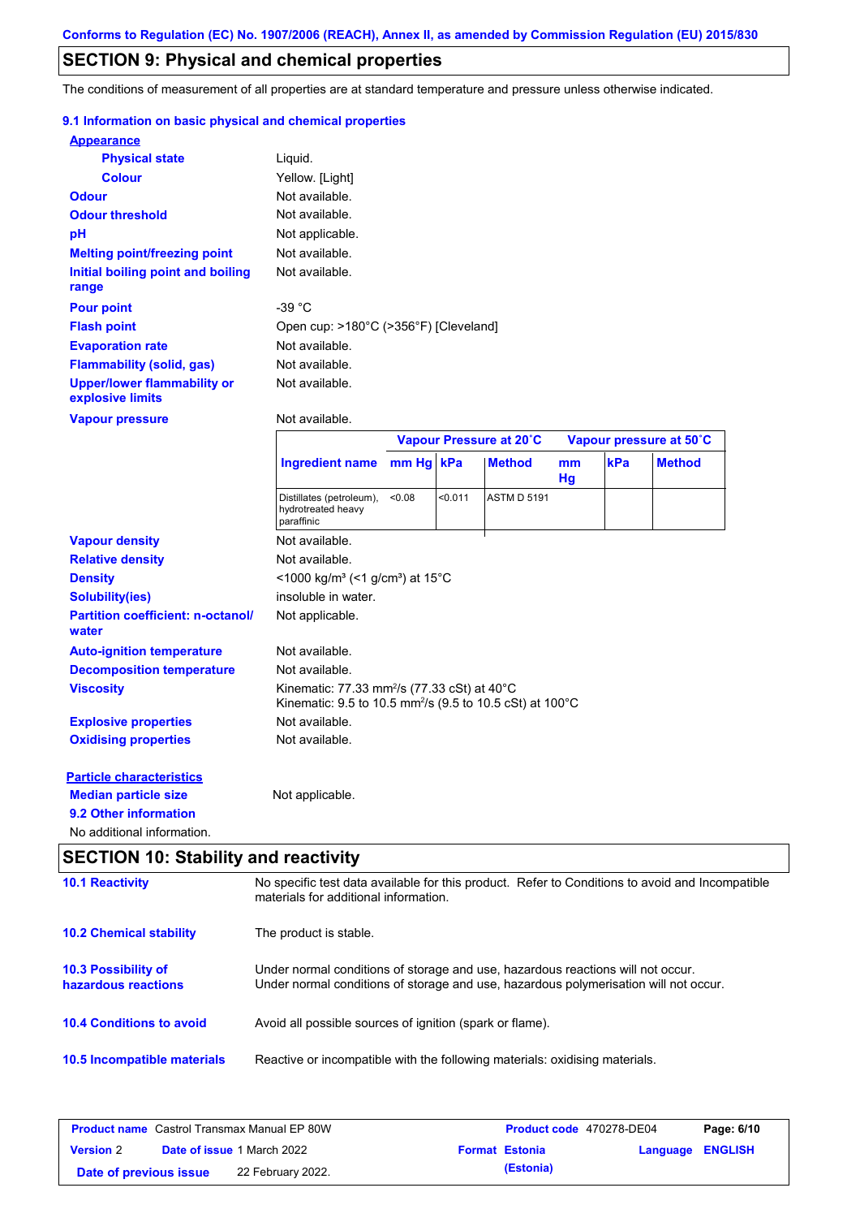Conforms to Regulation (EC) No. 1907/2006 (REACH), Annex II, as amended by Commission Regulation (EU) 2015/830

## SECTION 9: Physical and chemical properties

The conditions of measurement of all properties are at standard temperature and pressure unless otherwise indicated.

### 9.1 Information on basic physical and chemical properties

**Appearance**

| | |
|---|---|
| **Physical state** | Liquid. |
| **Colour** | Yellow. [Light] |
| **Odour** | Not available. |
| **Odour threshold** | Not available. |
| **pH** | Not applicable. |
| **Melting point/freezing point** | Not available. |
| **Initial boiling point and boiling range** | Not available. |
| **Pour point** | -39 °C |
| **Flash point** | Open cup: >180°C (>356°F) [Cleveland] |
| **Evaporation rate** | Not available. |
| **Flammability (solid, gas)** | Not available. |
| **Upper/lower flammability or explosive limits** | Not available. |
| **Vapour pressure** | Not available. |

| Ingredient name | Vapour Pressure at 20˚C | | | Vapour pressure at 50˚C | | |
|---|---|---|---|---|---|---|
| | mm Hg | kPa | Method | mm Hg | kPa | Method |
| Distillates (petroleum), hydrotreated heavy paraffinic | <0.08 | <0.011 | ASTM D 5191 | | | |

| | |
|---|---|
| **Vapour density** | Not available. |
| **Relative density** | Not available. |
| **Density** | <1000 kg/m³ (<1 g/cm³) at 15°C |
| **Solubility(ies)** | insoluble in water. |
| **Partition coefficient: n-octanol/ water** | Not applicable. |
| **Auto-ignition temperature** | Not available. |
| **Decomposition temperature** | Not available. |
| **Viscosity** | Kinematic: 77.33 mm²/s (77.33 cSt) at 40°C<br>Kinematic: 9.5 to 10.5 mm²/s (9.5 to 10.5 cSt) at 100°C |
| **Explosive properties** | Not available. |
| **Oxidising properties** | Not available. |

**Particle characteristics**

| | |
|---|---|
| **Median particle size** | Not applicable. |

### 9.2 Other information

No additional information.

## SECTION 10: Stability and reactivity

| | |
|---|---|
| **10.1 Reactivity** | No specific test data available for this product. Refer to Conditions to avoid and Incompatible materials for additional information. |
| **10.2 Chemical stability** | The product is stable. |
| **10.3 Possibility of hazardous reactions** | Under normal conditions of storage and use, hazardous reactions will not occur.<br>Under normal conditions of storage and use, hazardous polymerisation will not occur. |
| **10.4 Conditions to avoid** | Avoid all possible sources of ignition (spark or flame). |
| **10.5 Incompatible materials** | Reactive or incompatible with the following materials: oxidising materials. |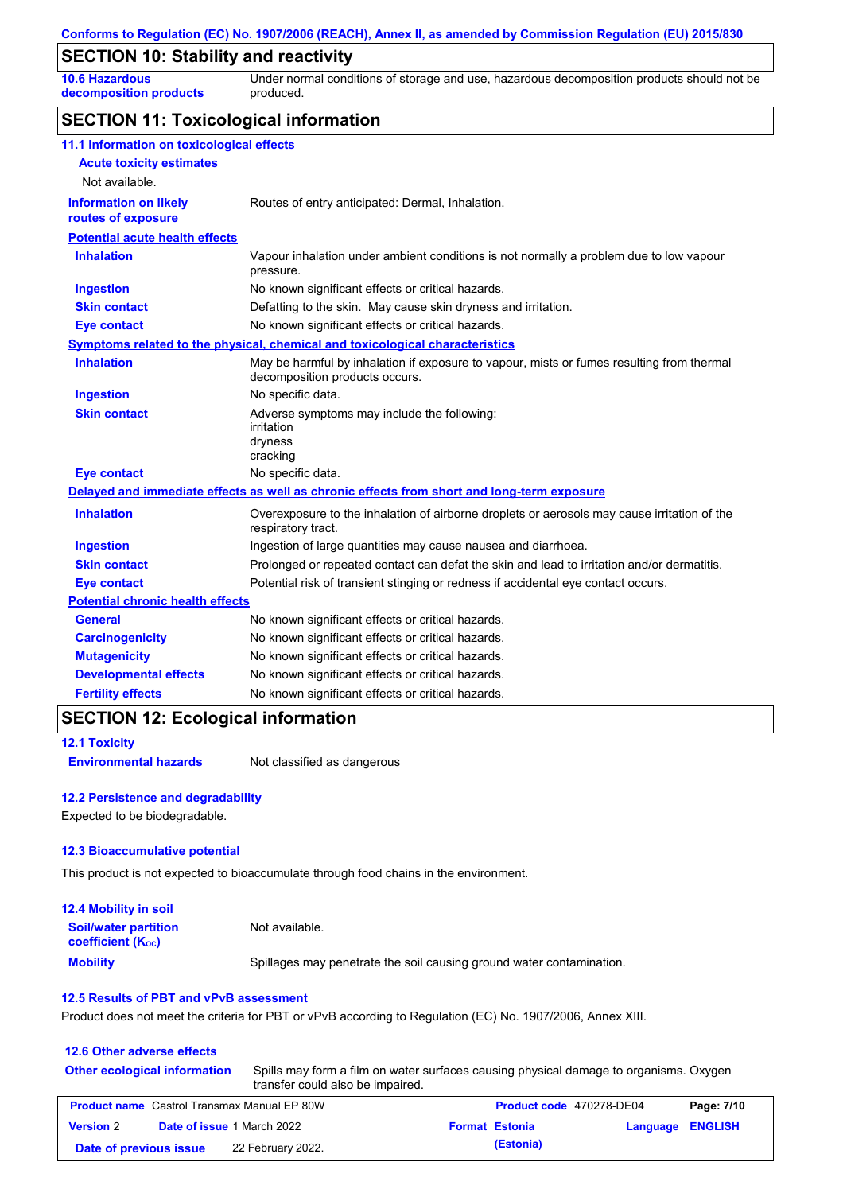## SECTION 10: Stability and reactivity

| | |
|---|---|
| **10.6 Hazardous decomposition products** | Under normal conditions of storage and use, hazardous decomposition products should not be produced. |

## SECTION 11: Toxicological information

### 11.1 Information on toxicological effects

**Acute toxicity estimates**

Not available.

| | |
|---|---|
| **Information on likely routes of exposure** | Routes of entry anticipated: Dermal, Inhalation. |

**Potential acute health effects**

| | |
|---|---|
| **Inhalation** | Vapour inhalation under ambient conditions is not normally a problem due to low vapour pressure. |
| **Ingestion** | No known significant effects or critical hazards. |
| **Skin contact** | Defatting to the skin. May cause skin dryness and irritation. |
| **Eye contact** | No known significant effects or critical hazards. |

**Symptoms related to the physical, chemical and toxicological characteristics**

| | |
|---|---|
| **Inhalation** | May be harmful by inhalation if exposure to vapour, mists or fumes resulting from thermal decomposition products occurs. |
| **Ingestion** | No specific data. |
| **Skin contact** | Adverse symptoms may include the following: irritation, dryness, cracking |
| **Eye contact** | No specific data. |

**Delayed and immediate effects as well as chronic effects from short and long-term exposure**

| | |
|---|---|
| **Inhalation** | Overexposure to the inhalation of airborne droplets or aerosols may cause irritation of the respiratory tract. |
| **Ingestion** | Ingestion of large quantities may cause nausea and diarrhoea. |
| **Skin contact** | Prolonged or repeated contact can defat the skin and lead to irritation and/or dermatitis. |
| **Eye contact** | Potential risk of transient stinging or redness if accidental eye contact occurs. |

**Potential chronic health effects**

| | |
|---|---|
| **General** | No known significant effects or critical hazards. |
| **Carcinogenicity** | No known significant effects or critical hazards. |
| **Mutagenicity** | No known significant effects or critical hazards. |
| **Developmental effects** | No known significant effects or critical hazards. |
| **Fertility effects** | No known significant effects or critical hazards. |

## SECTION 12: Ecological information

### 12.1 Toxicity

| | |
|---|---|
| **Environmental hazards** | Not classified as dangerous |

### 12.2 Persistence and degradability

Expected to be biodegradable.

### 12.3 Bioaccumulative potential

This product is not expected to bioaccumulate through food chains in the environment.

### 12.4 Mobility in soil

| | |
|---|---|
| **Soil/water partition coefficient ($K_{OC}$)** | Not available. |
| **Mobility** | Spillages may penetrate the soil causing ground water contamination. |

### 12.5 Results of PBT and vPvB assessment

Product does not meet the criteria for PBT or vPvB according to Regulation (EC) No. 1907/2006, Annex XIII.

### 12.6 Other adverse effects

| | |
|---|---|
| **Other ecological information** | Spills may form a film on water surfaces causing physical damage to organisms. Oxygen transfer could also be impaired. |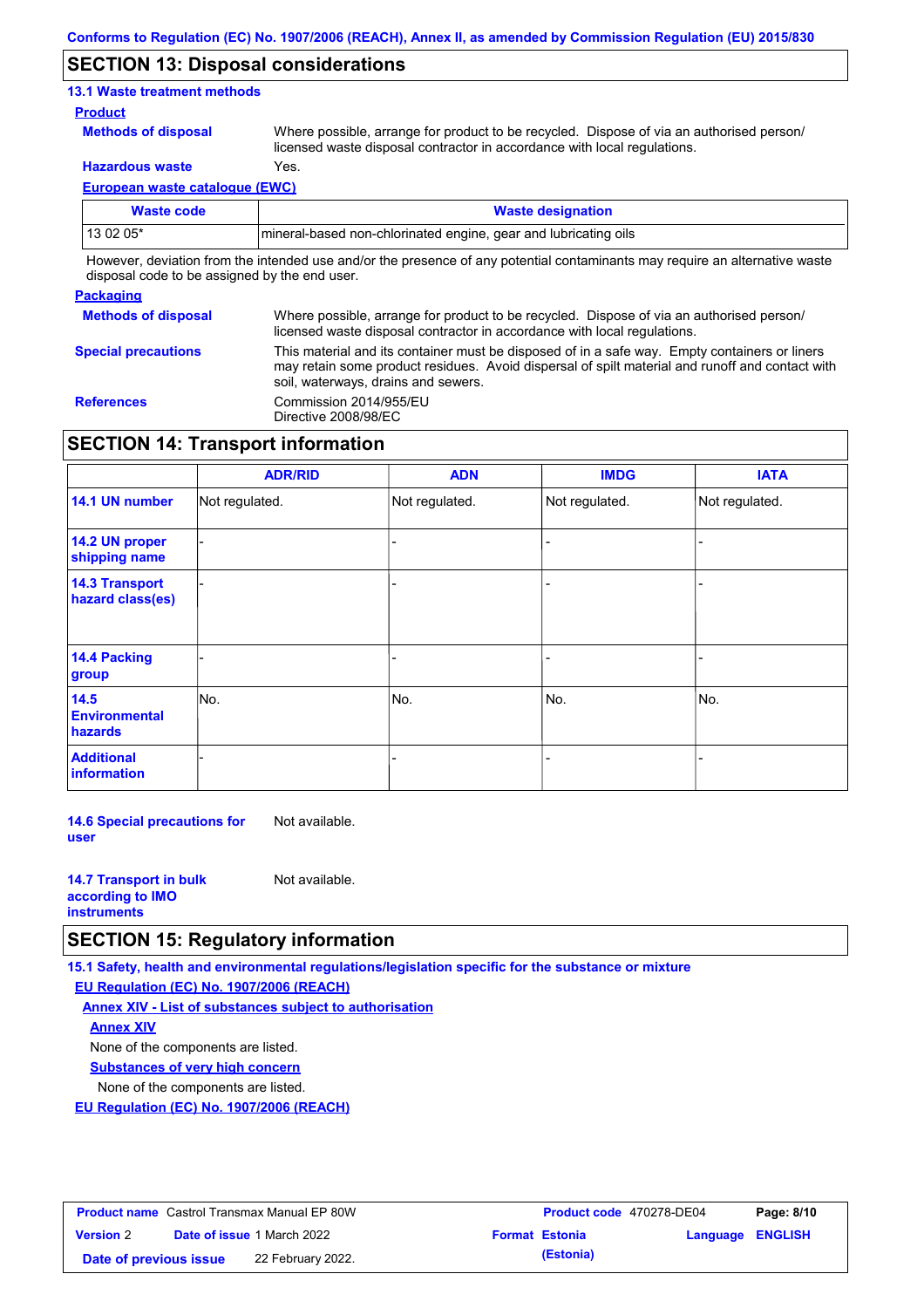## SECTION 13: Disposal considerations

### 13.1 Waste treatment methods

**Product**

**Methods of disposal** Where possible, arrange for product to be recycled. Dispose of via an authorised person/ licensed waste disposal contractor in accordance with local regulations.

**Hazardous waste** Yes.

**European waste catalogue (EWC)**

| Waste code | Waste designation |
|---|---|
| 13 02 05* | mineral-based non-chlorinated engine, gear and lubricating oils |

However, deviation from the intended use and/or the presence of any potential contaminants may require an alternative waste disposal code to be assigned by the end user.

**Packaging**

**Methods of disposal** Where possible, arrange for product to be recycled. Dispose of via an authorised person/ licensed waste disposal contractor in accordance with local regulations.

**Special precautions** This material and its container must be disposed of in a safe way. Empty containers or liners may retain some product residues. Avoid dispersal of spilt material and runoff and contact with soil, waterways, drains and sewers.

**References** Commission 2014/955/EU
Directive 2008/98/EC

## SECTION 14: Transport information

| | ADR/RID | ADN | IMDG | IATA |
|---|---|---|---|---|
| **14.1 UN number** | Not regulated. | Not regulated. | Not regulated. | Not regulated. |
| **14.2 UN proper shipping name** | - | - | - | - |
| **14.3 Transport hazard class(es)** | - | - | - | - |
| **14.4 Packing group** | - | - | - | - |
| **14.5 Environmental hazards** | No. | No. | No. | No. |
| **Additional information** | - | - | - | - |

**14.6 Special precautions for user** Not available.

**14.7 Transport in bulk according to IMO instruments** Not available.

## SECTION 15: Regulatory information

### 15.1 Safety, health and environmental regulations/legislation specific for the substance or mixture

**EU Regulation (EC) No. 1907/2006 (REACH)**

**Annex XIV - List of substances subject to authorisation**

**Annex XIV**

None of the components are listed.

**Substances of very high concern**

None of the components are listed.

**EU Regulation (EC) No. 1907/2006 (REACH)**

| **Product name** Castrol Transmax Manual EP 80W | **Product code** 470278-DE04 | **Page: 8/10** |
|---|---|---|
| **Version** 2 **Date of issue** 1 March 2022 | **Format** Estonia (Estonia) | **Language** ENGLISH |
| **Date of previous issue** 22 February 2022. | | |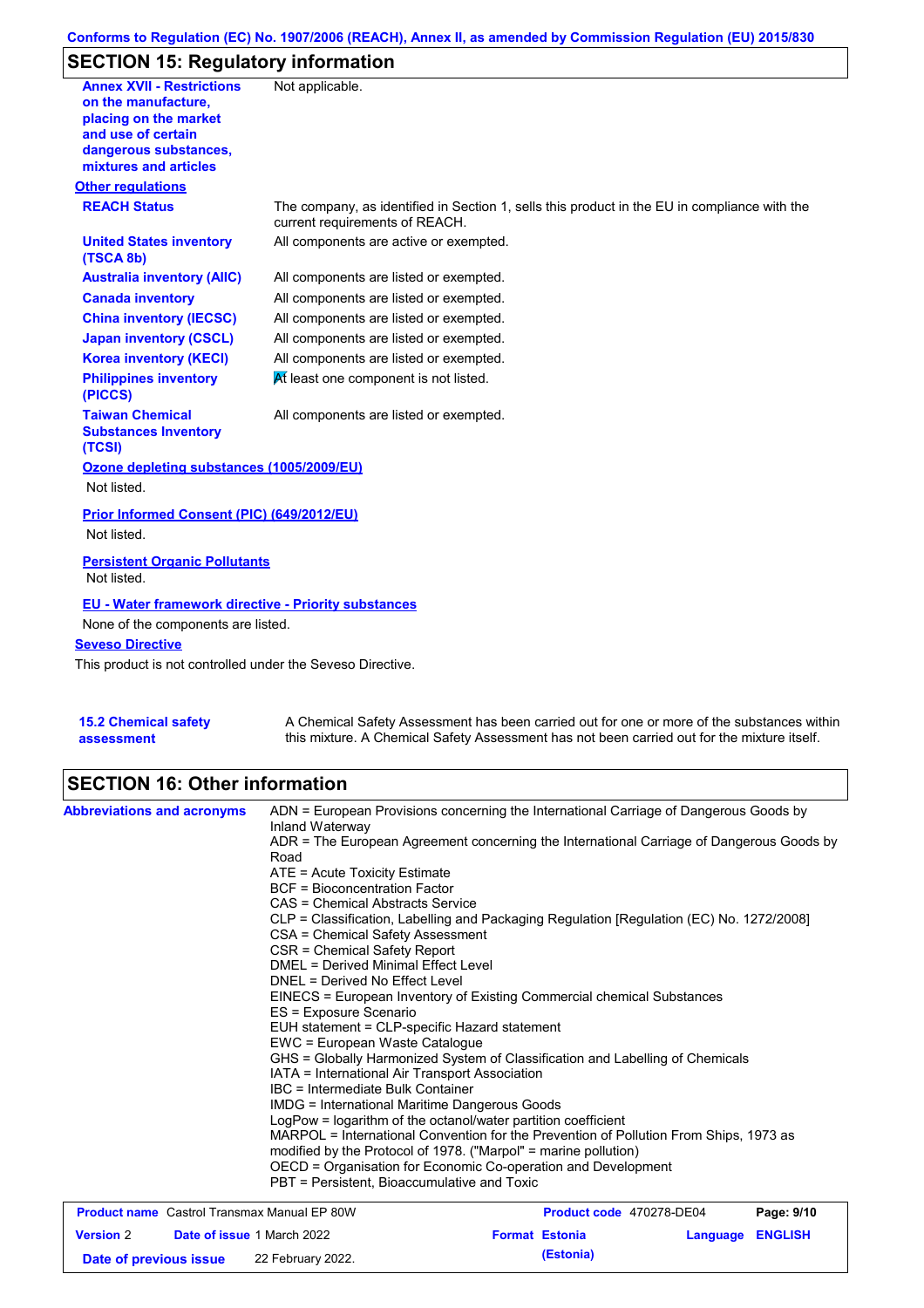## SECTION 15: Regulatory information

| | |
|---|---|
| **Annex XVII - Restrictions on the manufacture, placing on the market and use of certain dangerous substances, mixtures and articles** | Not applicable. |

**Other regulations**

| | |
|---|---|
| **REACH Status** | The company, as identified in Section 1, sells this product in the EU in compliance with the current requirements of REACH. |
| **United States inventory (TSCA 8b)** | All components are active or exempted. |
| **Australia inventory (AIIC)** | All components are listed or exempted. |
| **Canada inventory** | All components are listed or exempted. |
| **China inventory (IECSC)** | All components are listed or exempted. |
| **Japan inventory (CSCL)** | All components are listed or exempted. |
| **Korea inventory (KECI)** | All components are listed or exempted. |
| **Philippines inventory (PICCS)** | At least one component is not listed. |
| **Taiwan Chemical Substances Inventory (TCSI)** | All components are listed or exempted. |

**Ozone depleting substances (1005/2009/EU)**

Not listed.

**Prior Informed Consent (PIC) (649/2012/EU)**

Not listed.

**Persistent Organic Pollutants**

Not listed.

**EU - Water framework directive - Priority substances**

None of the components are listed.

**Seveso Directive**

This product is not controlled under the Seveso Directive.

| | |
|---|---|
| **15.2 Chemical safety assessment** | A Chemical Safety Assessment has been carried out for one or more of the substances within this mixture. A Chemical Safety Assessment has not been carried out for the mixture itself. |

## SECTION 16: Other information

**Abbreviations and acronyms**

ADN = European Provisions concerning the International Carriage of Dangerous Goods by Inland Waterway
ADR = The European Agreement concerning the International Carriage of Dangerous Goods by Road
ATE = Acute Toxicity Estimate
BCF = Bioconcentration Factor
CAS = Chemical Abstracts Service
CLP = Classification, Labelling and Packaging Regulation [Regulation (EC) No. 1272/2008]
CSA = Chemical Safety Assessment
CSR = Chemical Safety Report
DMEL = Derived Minimal Effect Level
DNEL = Derived No Effect Level
EINECS = European Inventory of Existing Commercial chemical Substances
ES = Exposure Scenario
EUH statement = CLP-specific Hazard statement
EWC = European Waste Catalogue
GHS = Globally Harmonized System of Classification and Labelling of Chemicals
IATA = International Air Transport Association
IBC = Intermediate Bulk Container
IMDG = International Maritime Dangerous Goods
LogPow = logarithm of the octanol/water partition coefficient
MARPOL = International Convention for the Prevention of Pollution From Ships, 1973 as modified by the Protocol of 1978. ("Marpol" = marine pollution)
OECD = Organisation for Economic Co-operation and Development
PBT = Persistent, Bioaccumulative and Toxic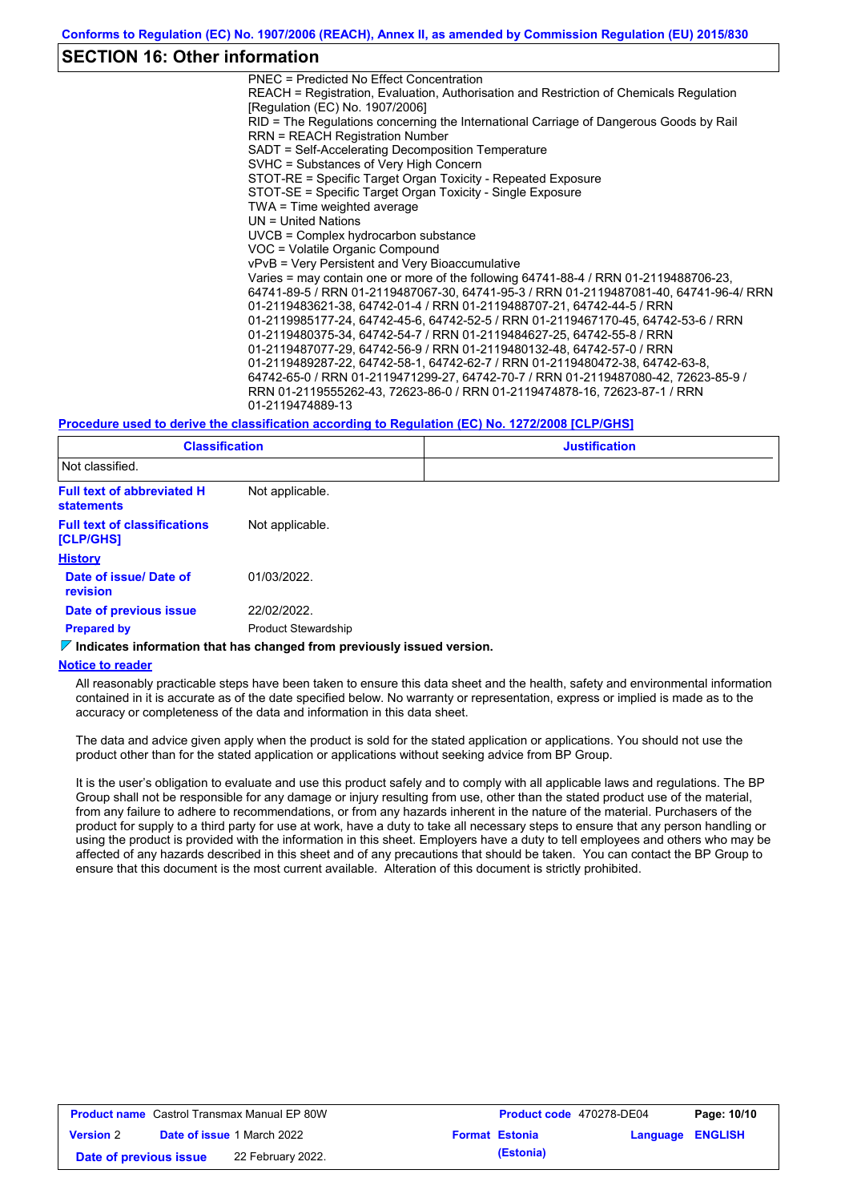## SECTION 16: Other information

PNEC = Predicted No Effect Concentration
REACH = Registration, Evaluation, Authorisation and Restriction of Chemicals Regulation [Regulation (EC) No. 1907/2006]
RID = The Regulations concerning the International Carriage of Dangerous Goods by Rail
RRN = REACH Registration Number
SADT = Self-Accelerating Decomposition Temperature
SVHC = Substances of Very High Concern
STOT-RE = Specific Target Organ Toxicity - Repeated Exposure
STOT-SE = Specific Target Organ Toxicity - Single Exposure
TWA = Time weighted average
UN = United Nations
UVCB = Complex hydrocarbon substance
VOC = Volatile Organic Compound
vPvB = Very Persistent and Very Bioaccumulative
Varies = may contain one or more of the following 64741-88-4 / RRN 01-2119488706-23, 64741-89-5 / RRN 01-2119487067-30, 64741-95-3 / RRN 01-2119487081-40, 64741-96-4/ RRN 01-2119483621-38, 64742-01-4 / RRN 01-2119488707-21, 64742-44-5 / RRN 01-2119985177-24, 64742-45-6, 64742-52-5 / RRN 01-2119467170-45, 64742-53-6 / RRN 01-2119480375-34, 64742-54-7 / RRN 01-2119484627-25, 64742-55-8 / RRN 01-2119487077-29, 64742-56-9 / RRN 01-2119480132-48, 64742-57-0 / RRN 01-2119489287-22, 64742-58-1, 64742-62-7 / RRN 01-2119480472-38, 64742-63-8, 64742-65-0 / RRN 01-2119471299-27, 64742-70-7 / RRN 01-2119487080-42, 72623-85-9 / RRN 01-2119555262-43, 72623-86-0 / RRN 01-2119474878-16, 72623-87-1 / RRN 01-2119474889-13

**Procedure used to derive the classification according to Regulation (EC) No. 1272/2008 [CLP/GHS]**

| Classification | Justification |
|---|---|
| Not classified. | |

**Full text of abbreviated H statements** Not applicable.

**Full text of classifications [CLP/GHS]** Not applicable.

**History**

**Date of issue/ Date of revision** 01/03/2022.

**Date of previous issue** 22/02/2022.

**Prepared by** Product Stewardship

**Indicates information that has changed from previously issued version.**

**Notice to reader**

All reasonably practicable steps have been taken to ensure this data sheet and the health, safety and environmental information contained in it is accurate as of the date specified below. No warranty or representation, express or implied is made as to the accuracy or completeness of the data and information in this data sheet.

The data and advice given apply when the product is sold for the stated application or applications. You should not use the product other than for the stated application or applications without seeking advice from BP Group.

It is the user's obligation to evaluate and use this product safely and to comply with all applicable laws and regulations. The BP Group shall not be responsible for any damage or injury resulting from use, other than the stated product use of the material, from any failure to adhere to recommendations, or from any hazards inherent in the nature of the material. Purchasers of the product for supply to a third party for use at work, have a duty to take all necessary steps to ensure that any person handling or using the product is provided with the information in this sheet. Employers have a duty to tell employees and others who may be affected of any hazards described in this sheet and of any precautions that should be taken. You can contact the BP Group to ensure that this document is the most current available. Alteration of this document is strictly prohibited.